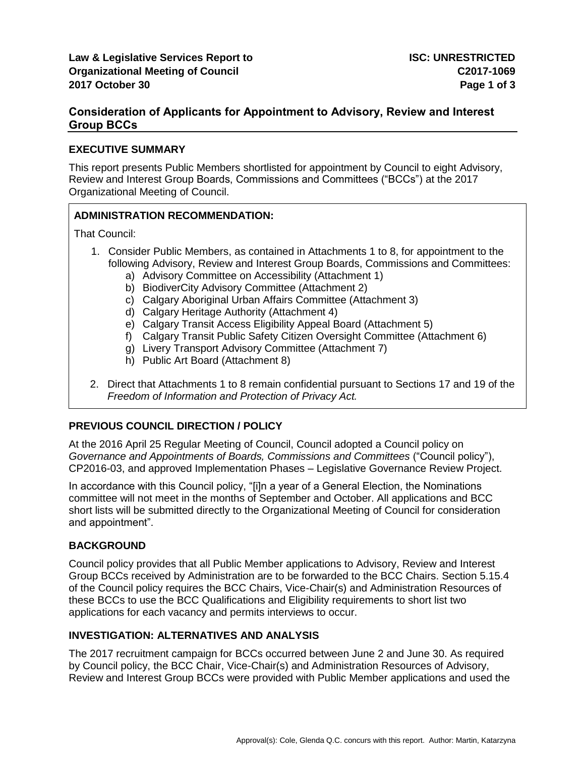**Law & Legislative Services Report to**
**Organizational Meeting of Council**
**2017 October 30**

**ISC: UNRESTRICTED**
**C2017-1069**

## Consideration of Applicants for Appointment to Advisory, Review and Interest Group BCCs

### EXECUTIVE SUMMARY

This report presents Public Members shortlisted for appointment by Council to eight Advisory, Review and Interest Group Boards, Commissions and Committees ("BCCs") at the 2017 Organizational Meeting of Council.

### ADMINISTRATION RECOMMENDATION:

That Council:

1. Consider Public Members, as contained in Attachments 1 to 8, for appointment to the following Advisory, Review and Interest Group Boards, Commissions and Committees:
   a) Advisory Committee on Accessibility (Attachment 1)
   b) BiodiverCity Advisory Committee (Attachment 2)
   c) Calgary Aboriginal Urban Affairs Committee (Attachment 3)
   d) Calgary Heritage Authority (Attachment 4)
   e) Calgary Transit Access Eligibility Appeal Board (Attachment 5)
   f) Calgary Transit Public Safety Citizen Oversight Committee (Attachment 6)
   g) Livery Transport Advisory Committee (Attachment 7)
   h) Public Art Board (Attachment 8)

2. Direct that Attachments 1 to 8 remain confidential pursuant to Sections 17 and 19 of the *Freedom of Information and Protection of Privacy Act.*

### PREVIOUS COUNCIL DIRECTION / POLICY

At the 2016 April 25 Regular Meeting of Council, Council adopted a Council policy on *Governance and Appointments of Boards, Commissions and Committees* ("Council policy"), CP2016-03, and approved Implementation Phases – Legislative Governance Review Project.

In accordance with this Council policy, "[i]n a year of a General Election, the Nominations committee will not meet in the months of September and October. All applications and BCC short lists will be submitted directly to the Organizational Meeting of Council for consideration and appointment".

### BACKGROUND

Council policy provides that all Public Member applications to Advisory, Review and Interest Group BCCs received by Administration are to be forwarded to the BCC Chairs. Section 5.15.4 of the Council policy requires the BCC Chairs, Vice-Chair(s) and Administration Resources of these BCCs to use the BCC Qualifications and Eligibility requirements to short list two applications for each vacancy and permits interviews to occur.

### INVESTIGATION: ALTERNATIVES AND ANALYSIS

The 2017 recruitment campaign for BCCs occurred between June 2 and June 30. As required by Council policy, the BCC Chair, Vice-Chair(s) and Administration Resources of Advisory, Review and Interest Group BCCs were provided with Public Member applications and used the

Approval(s): Cole, Glenda Q.C. concurs with this report. Author: Martin, Katarzyna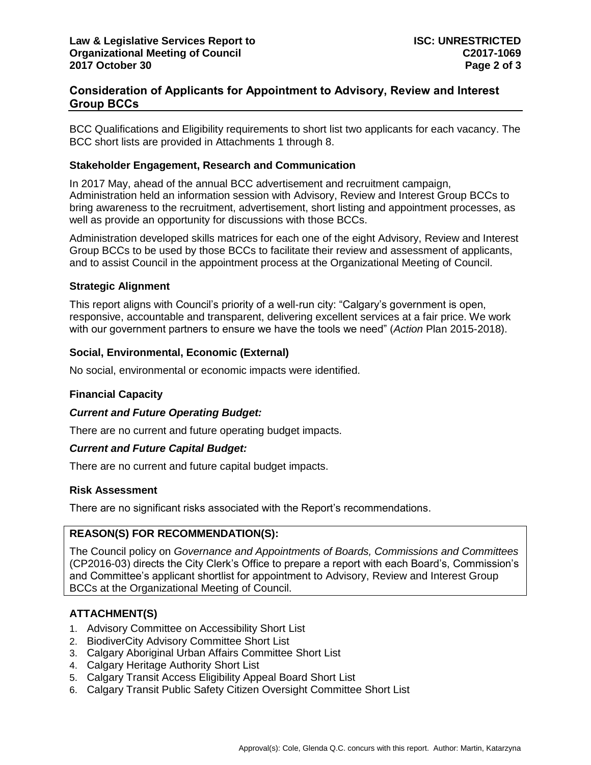BCC Qualifications and Eligibility requirements to short list two applicants for each vacancy. The BCC short lists are provided in Attachments 1 through 8.

### Stakeholder Engagement, Research and Communication

In 2017 May, ahead of the annual BCC advertisement and recruitment campaign, Administration held an information session with Advisory, Review and Interest Group BCCs to bring awareness to the recruitment, advertisement, short listing and appointment processes, as well as provide an opportunity for discussions with those BCCs.

Administration developed skills matrices for each one of the eight Advisory, Review and Interest Group BCCs to be used by those BCCs to facilitate their review and assessment of applicants, and to assist Council in the appointment process at the Organizational Meeting of Council.

### Strategic Alignment

This report aligns with Council's priority of a well-run city: "Calgary's government is open, responsive, accountable and transparent, delivering excellent services at a fair price. We work with our government partners to ensure we have the tools we need" (*Action* Plan 2015-2018).

### Social, Environmental, Economic (External)

No social, environmental or economic impacts were identified.

### Financial Capacity

#### *Current and Future Operating Budget:*

There are no current and future operating budget impacts.

#### *Current and Future Capital Budget:*

There are no current and future capital budget impacts.

### Risk Assessment

There are no significant risks associated with the Report's recommendations.

### REASON(S) FOR RECOMMENDATION(S):

The Council policy on *Governance and Appointments of Boards, Commissions and Committees* (CP2016-03) directs the City Clerk's Office to prepare a report with each Board's, Commission's and Committee's applicant shortlist for appointment to Advisory, Review and Interest Group BCCs at the Organizational Meeting of Council.

### ATTACHMENT(S)

1. Advisory Committee on Accessibility Short List
2. BiodiverCity Advisory Committee Short List
3. Calgary Aboriginal Urban Affairs Committee Short List
4. Calgary Heritage Authority Short List
5. Calgary Transit Access Eligibility Appeal Board Short List
6. Calgary Transit Public Safety Citizen Oversight Committee Short List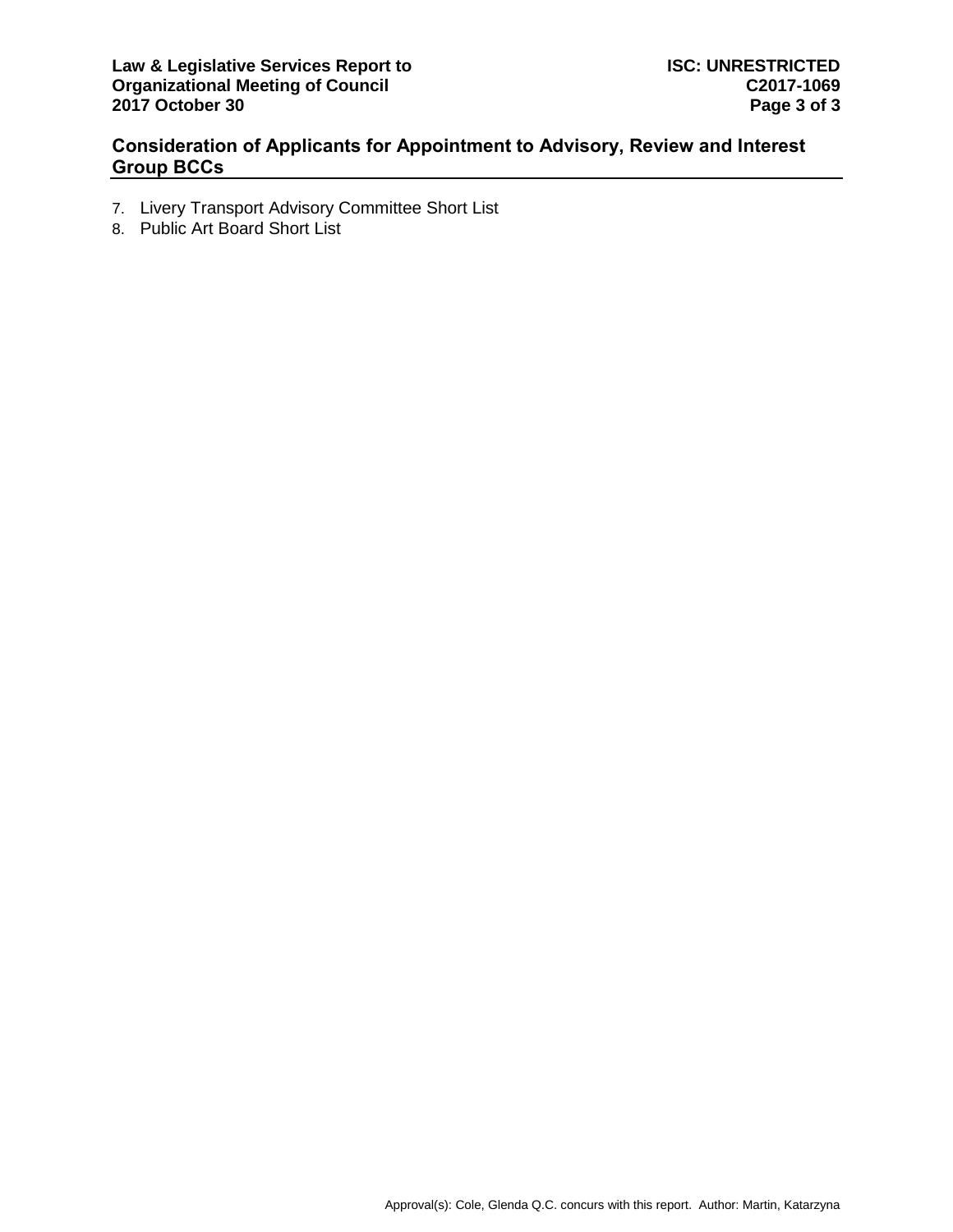7. Livery Transport Advisory Committee Short List
8. Public Art Board Short List

Approval(s): Cole, Glenda Q.C. concurs with this report. Author: Martin, Katarzyna